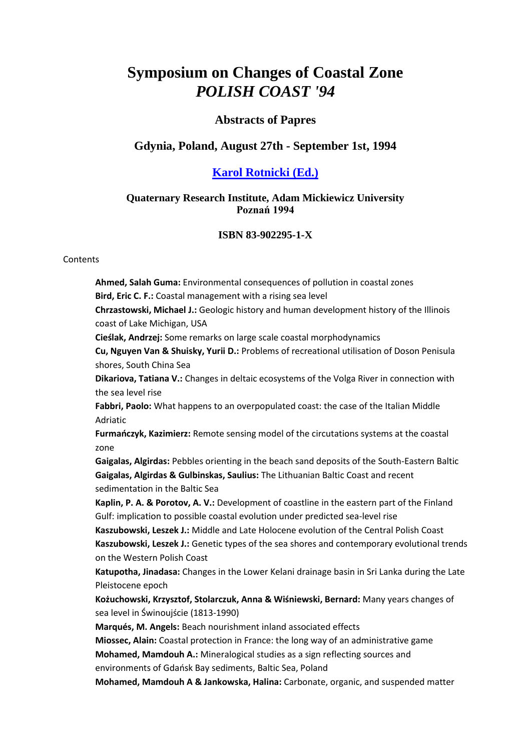# Symposium on Changes of Coastal Zone
# *POLISH COAST '94*

### Abstracts of Papres

### Gdynia, Poland, August 27th - September 1st, 1994

### [Karol Rotnicki (Ed.)]()

**Quaternary Research Institute, Adam Mickiewicz University**
**Poznań 1994**

**ISBN 83-902295-1-X**

Contents

**Ahmed, Salah Guma:** Environmental consequences of pollution in coastal zones
**Bird, Eric C. F.:** Coastal management with a rising sea level
**Chrzastowski, Michael J.:** Geologic history and human development history of the Illinois coast of Lake Michigan, USA
**Cieślak, Andrzej:** Some remarks on large scale coastal morphodynamics
**Cu, Nguyen Van & Shuisky, Yurii D.:** Problems of recreational utilisation of Doson Penisula shores, South China Sea
**Dikariova, Tatiana V.:** Changes in deltaic ecosystems of the Volga River in connection with the sea level rise
**Fabbri, Paolo:** What happens to an overpopulated coast: the case of the Italian Middle Adriatic
**Furmańczyk, Kazimierz:** Remote sensing model of the circutations systems at the coastal zone
**Gaigalas, Algirdas:** Pebbles orienting in the beach sand deposits of the South-Eastern Baltic
**Gaigalas, Algirdas & Gulbinskas, Saulius:** The Lithuanian Baltic Coast and recent sedimentation in the Baltic Sea
**Kaplin, P. A. & Porotov, A. V.:** Development of coastline in the eastern part of the Finland Gulf: implication to possible coastal evolution under predicted sea-level rise
**Kaszubowski, Leszek J.:** Middle and Late Holocene evolution of the Central Polish Coast
**Kaszubowski, Leszek J.:** Genetic types of the sea shores and contemporary evolutional trends on the Western Polish Coast
**Katupotha, Jinadasa:** Changes in the Lower Kelani drainage basin in Sri Lanka during the Late Pleistocene epoch
**Kożuchowski, Krzysztof, Stolarczuk, Anna & Wiśniewski, Bernard:** Many years changes of sea level in Świnoujście (1813-1990)
**Marqués, M. Angels:** Beach nourishment inland associated effects
**Miossec, Alain:** Coastal protection in France: the long way of an administrative game
**Mohamed, Mamdouh A.:** Mineralogical studies as a sign reflecting sources and environments of Gdańsk Bay sediments, Baltic Sea, Poland
**Mohamed, Mamdouh A & Jankowska, Halina:** Carbonate, organic, and suspended matter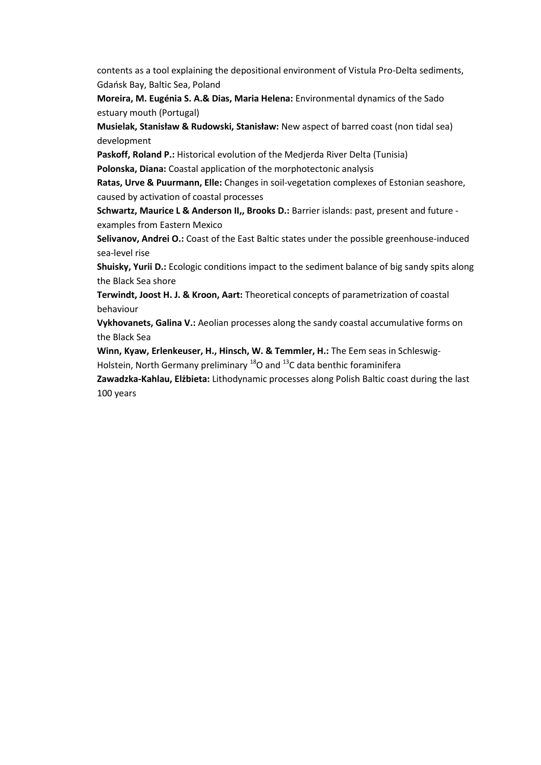contents as a tool explaining the depositional environment of Vistula Pro-Delta sediments, Gdańsk Bay, Baltic Sea, Poland

**Moreira, M. Eugénia S. A.& Dias, Maria Helena:** Environmental dynamics of the Sado estuary mouth (Portugal)

**Musielak, Stanisław & Rudowski, Stanisław:** New aspect of barred coast (non tidal sea) development

**Paskoff, Roland P.:** Historical evolution of the Medjerda River Delta (Tunisia)

**Polonska, Diana:** Coastal application of the morphotectonic analysis

**Ratas, Urve & Puurmann, Elle:** Changes in soil-vegetation complexes of Estonian seashore, caused by activation of coastal processes

**Schwartz, Maurice L & Anderson II,, Brooks D.:** Barrier islands: past, present and future - examples from Eastern Mexico

**Selivanov, Andrei O.:** Coast of the East Baltic states under the possible greenhouse-induced sea-level rise

**Shuisky, Yurii D.:** Ecologic conditions impact to the sediment balance of big sandy spits along the Black Sea shore

**Terwindt, Joost H. J. & Kroon, Aart:** Theoretical concepts of parametrization of coastal behaviour

**Vykhovanets, Galina V.:** Aeolian processes along the sandy coastal accumulative forms on the Black Sea

**Winn, Kyaw, Erlenkeuser, H., Hinsch, W. & Temmler, H.:** The Eem seas in Schleswig-Holstein, North Germany preliminary $^{18}O$ and $^{13}C$ data benthic foraminifera

**Zawadzka-Kahlau, Elżbieta:** Lithodynamic processes along Polish Baltic coast during the last 100 years